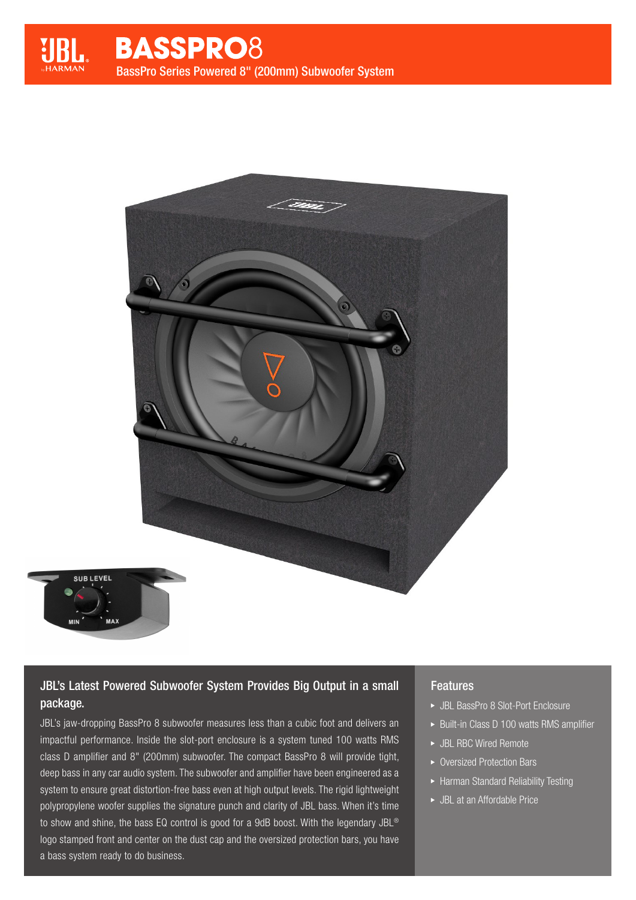# BASSPRO8

BassPro Series Powered 8" (200mm) Subwoofer System

## JBL's Latest Powered Subwoofer System Provides Big Output in a small package.

JBL's jaw-dropping BassPro 8 subwoofer measures less than a cubic foot and delivers an impactful performance. Inside the slot-port enclosure is a system tuned 100 watts RMS class D amplifier and 8" (200mm) subwoofer. The compact BassPro 8 will provide tight, deep bass in any car audio system. The subwoofer and amplifier have been engineered as a system to ensure great distortion-free bass even at high output levels. The rigid lightweight polypropylene woofer supplies the signature punch and clarity of JBL bass. When it's time to show and shine, the bass EQ control is good for a 9dB boost. With the legendary JBL® logo stamped front and center on the dust cap and the oversized protection bars, you have a bass system ready to do business.

## Features

- JBL BassPro 8 Slot-Port Enclosure
- Built-in Class D 100 watts RMS amplifier
- JBL RBC Wired Remote
- Oversized Protection Bars
- Harman Standard Reliability Testing
- JBL at an Affordable Price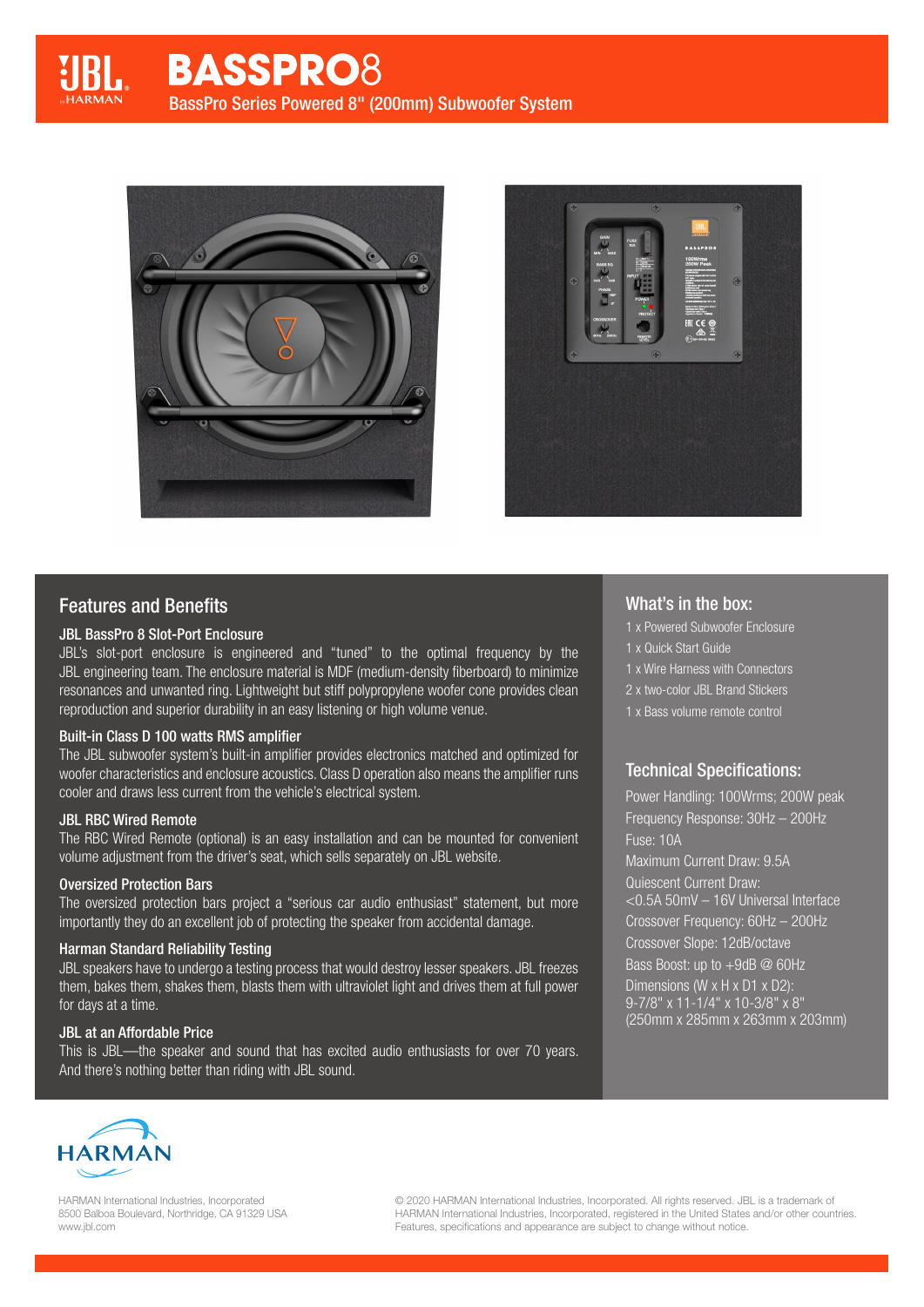# BASSPRO8

BassPro Series Powered 8" (200mm) Subwoofer System

## Features and Benefits

### JBL BassPro 8 Slot-Port Enclosure

JBL's slot-port enclosure is engineered and "tuned" to the optimal frequency by the JBL engineering team. The enclosure material is MDF (medium-density fiberboard) to minimize resonances and unwanted ring. Lightweight but stiff polypropylene woofer cone provides clean reproduction and superior durability in an easy listening or high volume venue.

### Built-in Class D 100 watts RMS amplifier

The JBL subwoofer system's built-in amplifier provides electronics matched and optimized for woofer characteristics and enclosure acoustics. Class D operation also means the amplifier runs cooler and draws less current from the vehicle's electrical system.

### JBL RBC Wired Remote

The RBC Wired Remote (optional) is an easy installation and can be mounted for convenient volume adjustment from the driver's seat, which sells separately on JBL website.

### Oversized Protection Bars

The oversized protection bars project a "serious car audio enthusiast" statement, but more importantly they do an excellent job of protecting the speaker from accidental damage.

### Harman Standard Reliability Testing

JBL speakers have to undergo a testing process that would destroy lesser speakers. JBL freezes them, bakes them, shakes them, blasts them with ultraviolet light and drives them at full power for days at a time.

### JBL at an Affordable Price

This is JBL—the speaker and sound that has excited audio enthusiasts for over 70 years. And there's nothing better than riding with JBL sound.

## What's in the box:

- 1 x Powered Subwoofer Enclosure
- 1 x Quick Start Guide
- 1 x Wire Harness with Connectors
- 2 x two-color JBL Brand Stickers
- 1 x Bass volume remote control

## Technical Specifications:

- Power Handling: 100Wrms; 200W peak
- Frequency Response: 30Hz – 200Hz
- Fuse: 10A
- Maximum Current Draw: 9.5A
- Quiescent Current Draw: <0.5A 50mV – 16V Universal Interface
- Crossover Frequency: 60Hz – 200Hz
- Crossover Slope: 12dB/octave
- Bass Boost: up to +9dB @ 60Hz
- Dimensions (W x H x D1 x D2): 9-7/8" x 11-1/4" x 10-3/8" x 8" (250mm x 285mm x 263mm x 203mm)

HARMAN International Industries, Incorporated
8500 Balboa Boulevard, Northridge, CA 91329 USA
www.jbl.com

© 2020 HARMAN International Industries, Incorporated. All rights reserved. JBL is a trademark of HARMAN International Industries, Incorporated, registered in the United States and/or other countries. Features, specifications and appearance are subject to change without notice.